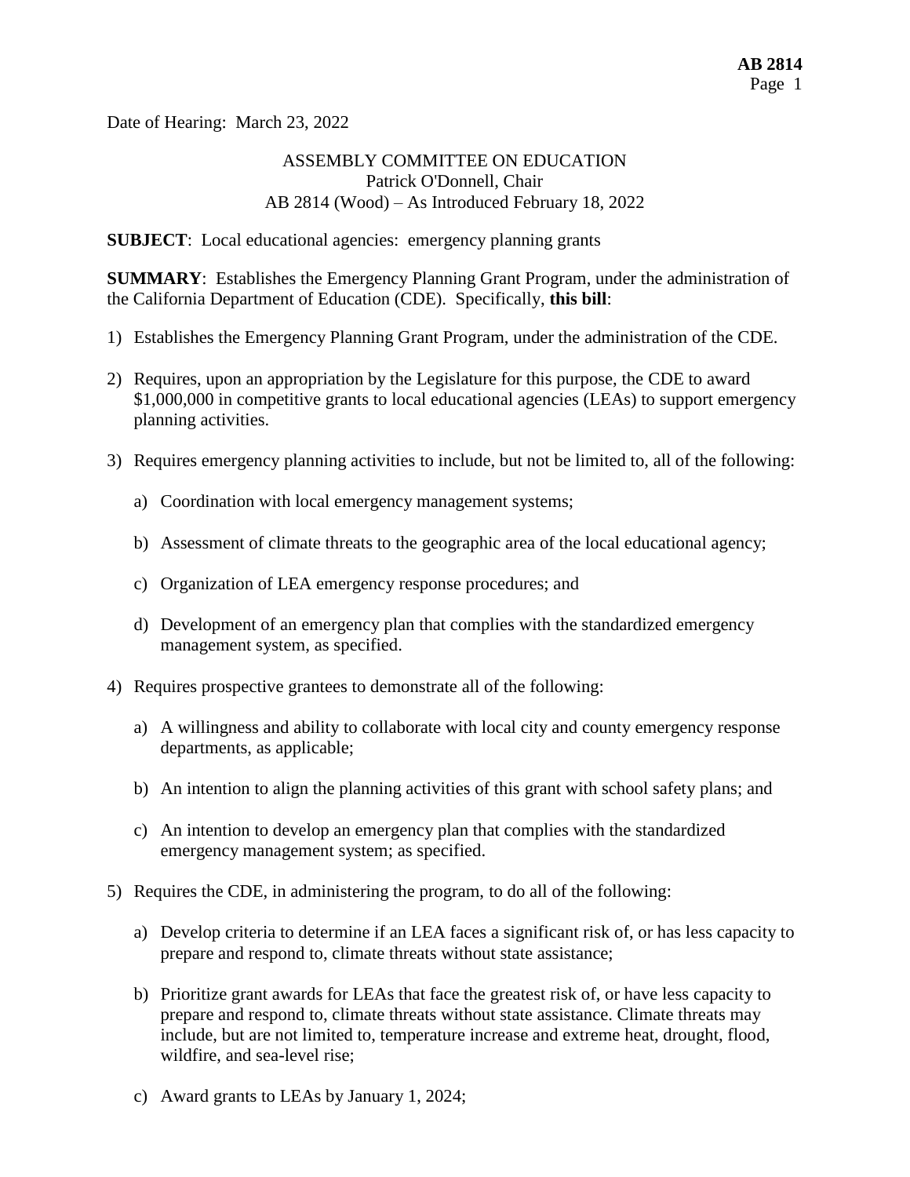Date of Hearing: March 23, 2022

ASSEMBLY COMMITTEE ON EDUCATION
Patrick O'Donnell, Chair
AB 2814 (Wood) – As Introduced February 18, 2022

**SUBJECT**: Local educational agencies: emergency planning grants

**SUMMARY**: Establishes the Emergency Planning Grant Program, under the administration of the California Department of Education (CDE). Specifically, **this bill**:

1) Establishes the Emergency Planning Grant Program, under the administration of the CDE.

2) Requires, upon an appropriation by the Legislature for this purpose, the CDE to award $1,000,000 in competitive grants to local educational agencies (LEAs) to support emergency planning activities.

3) Requires emergency planning activities to include, but not be limited to, all of the following:

   a) Coordination with local emergency management systems;

   b) Assessment of climate threats to the geographic area of the local educational agency;

   c) Organization of LEA emergency response procedures; and

   d) Development of an emergency plan that complies with the standardized emergency management system, as specified.

4) Requires prospective grantees to demonstrate all of the following:

   a) A willingness and ability to collaborate with local city and county emergency response departments, as applicable;

   b) An intention to align the planning activities of this grant with school safety plans; and

   c) An intention to develop an emergency plan that complies with the standardized emergency management system; as specified.

5) Requires the CDE, in administering the program, to do all of the following:

   a) Develop criteria to determine if an LEA faces a significant risk of, or has less capacity to prepare and respond to, climate threats without state assistance;

   b) Prioritize grant awards for LEAs that face the greatest risk of, or have less capacity to prepare and respond to, climate threats without state assistance. Climate threats may include, but are not limited to, temperature increase and extreme heat, drought, flood, wildfire, and sea-level rise;

   c) Award grants to LEAs by January 1, 2024;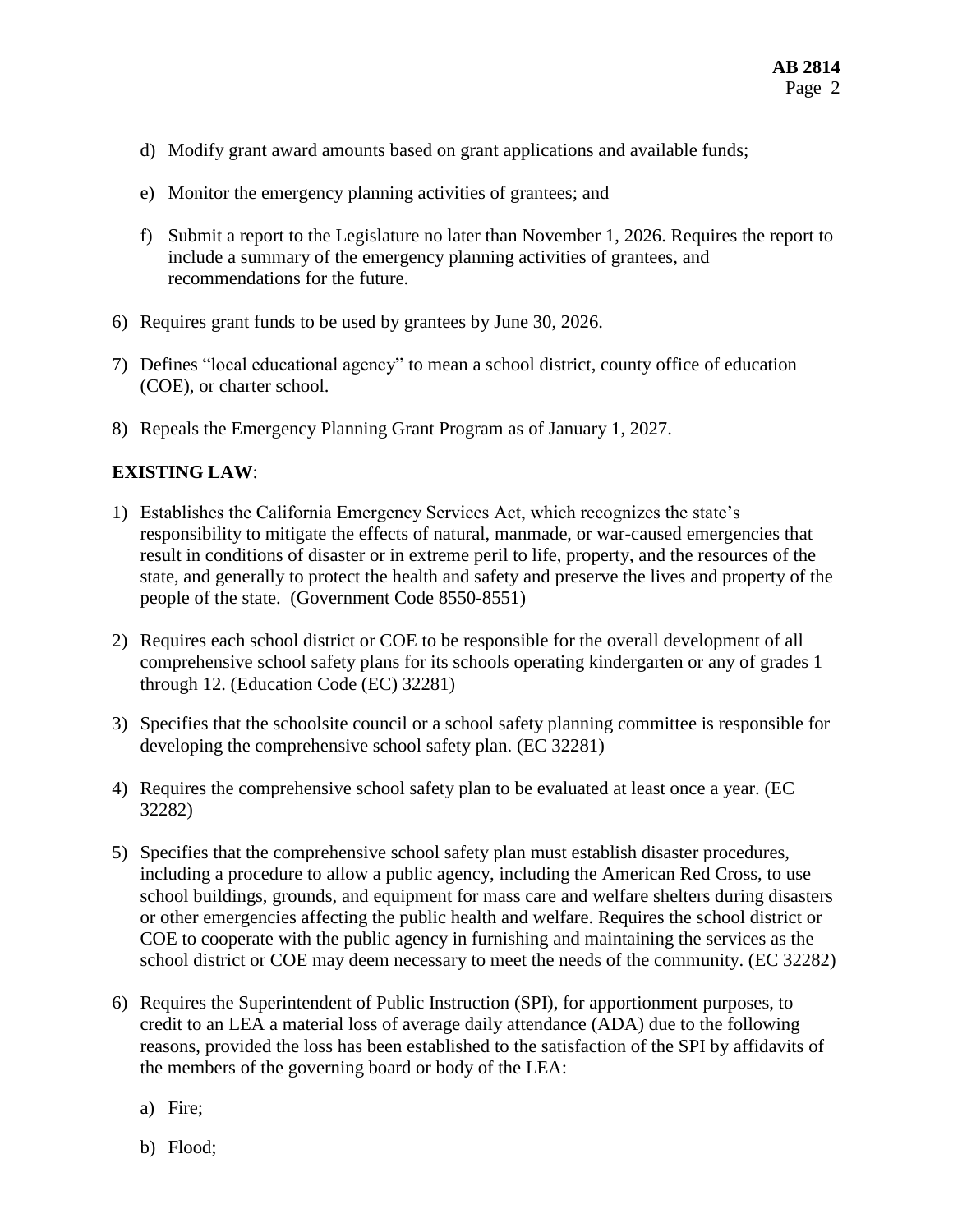d) Modify grant award amounts based on grant applications and available funds;

e) Monitor the emergency planning activities of grantees; and

f) Submit a report to the Legislature no later than November 1, 2026. Requires the report to include a summary of the emergency planning activities of grantees, and recommendations for the future.

6) Requires grant funds to be used by grantees by June 30, 2026.

7) Defines "local educational agency" to mean a school district, county office of education (COE), or charter school.

8) Repeals the Emergency Planning Grant Program as of January 1, 2027.

**EXISTING LAW**:

1) Establishes the California Emergency Services Act, which recognizes the state's responsibility to mitigate the effects of natural, manmade, or war-caused emergencies that result in conditions of disaster or in extreme peril to life, property, and the resources of the state, and generally to protect the health and safety and preserve the lives and property of the people of the state. (Government Code 8550-8551)

2) Requires each school district or COE to be responsible for the overall development of all comprehensive school safety plans for its schools operating kindergarten or any of grades 1 through 12. (Education Code (EC) 32281)

3) Specifies that the schoolsite council or a school safety planning committee is responsible for developing the comprehensive school safety plan. (EC 32281)

4) Requires the comprehensive school safety plan to be evaluated at least once a year. (EC 32282)

5) Specifies that the comprehensive school safety plan must establish disaster procedures, including a procedure to allow a public agency, including the American Red Cross, to use school buildings, grounds, and equipment for mass care and welfare shelters during disasters or other emergencies affecting the public health and welfare. Requires the school district or COE to cooperate with the public agency in furnishing and maintaining the services as the school district or COE may deem necessary to meet the needs of the community. (EC 32282)

6) Requires the Superintendent of Public Instruction (SPI), for apportionment purposes, to credit to an LEA a material loss of average daily attendance (ADA) due to the following reasons, provided the loss has been established to the satisfaction of the SPI by affidavits of the members of the governing board or body of the LEA:

   a) Fire;

   b) Flood;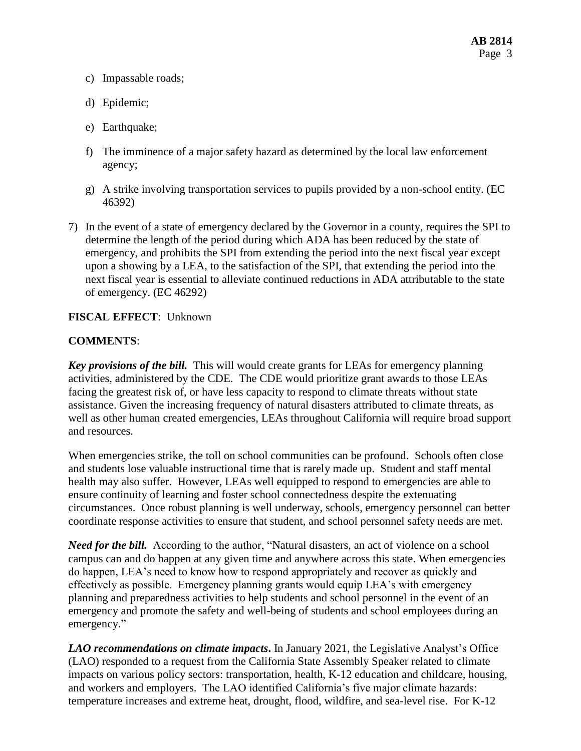c) Impassable roads;

d) Epidemic;

e) Earthquake;

f) The imminence of a major safety hazard as determined by the local law enforcement agency;

g) A strike involving transportation services to pupils provided by a non-school entity. (EC 46392)

7) In the event of a state of emergency declared by the Governor in a county, requires the SPI to determine the length of the period during which ADA has been reduced by the state of emergency, and prohibits the SPI from extending the period into the next fiscal year except upon a showing by a LEA, to the satisfaction of the SPI, that extending the period into the next fiscal year is essential to alleviate continued reductions in ADA attributable to the state of emergency. (EC 46292)

**FISCAL EFFECT**: Unknown

**COMMENTS**:

***Key provisions of the bill.*** This will would create grants for LEAs for emergency planning activities, administered by the CDE. The CDE would prioritize grant awards to those LEAs facing the greatest risk of, or have less capacity to respond to climate threats without state assistance. Given the increasing frequency of natural disasters attributed to climate threats, as well as other human created emergencies, LEAs throughout California will require broad support and resources.

When emergencies strike, the toll on school communities can be profound. Schools often close and students lose valuable instructional time that is rarely made up. Student and staff mental health may also suffer. However, LEAs well equipped to respond to emergencies are able to ensure continuity of learning and foster school connectedness despite the extenuating circumstances. Once robust planning is well underway, schools, emergency personnel can better coordinate response activities to ensure that student, and school personnel safety needs are met.

***Need for the bill.*** According to the author, "Natural disasters, an act of violence on a school campus can and do happen at any given time and anywhere across this state. When emergencies do happen, LEA's need to know how to respond appropriately and recover as quickly and effectively as possible. Emergency planning grants would equip LEA's with emergency planning and preparedness activities to help students and school personnel in the event of an emergency and promote the safety and well-being of students and school employees during an emergency."

***LAO recommendations on climate impacts*.** In January 2021, the Legislative Analyst's Office (LAO) responded to a request from the California State Assembly Speaker related to climate impacts on various policy sectors: transportation, health, K-12 education and childcare, housing, and workers and employers. The LAO identified California's five major climate hazards: temperature increases and extreme heat, drought, flood, wildfire, and sea-level rise. For K-12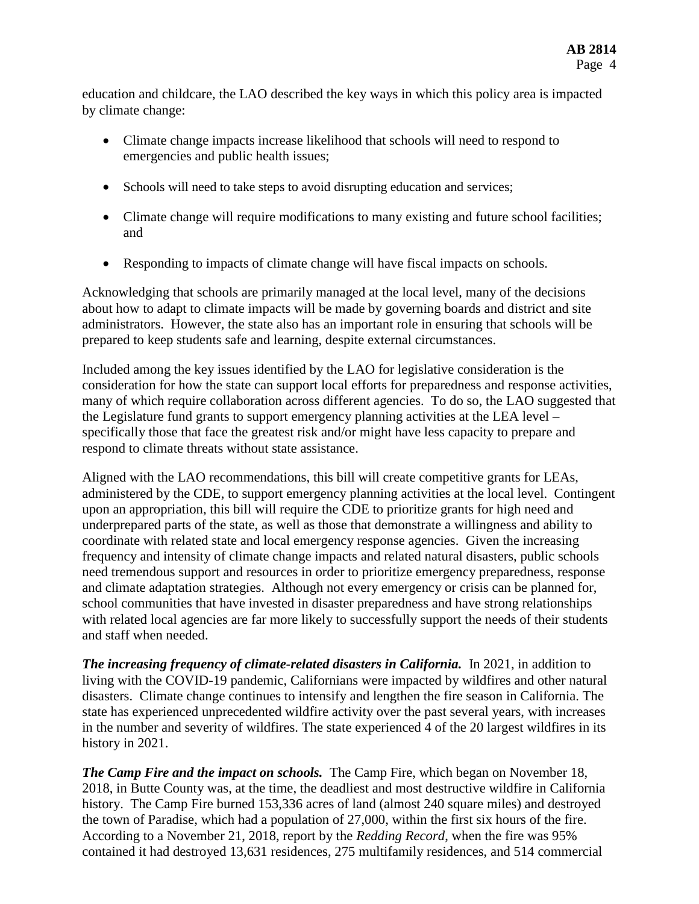education and childcare, the LAO described the key ways in which this policy area is impacted by climate change:

- Climate change impacts increase likelihood that schools will need to respond to emergencies and public health issues;
- Schools will need to take steps to avoid disrupting education and services;
- Climate change will require modifications to many existing and future school facilities; and
- Responding to impacts of climate change will have fiscal impacts on schools.

Acknowledging that schools are primarily managed at the local level, many of the decisions about how to adapt to climate impacts will be made by governing boards and district and site administrators. However, the state also has an important role in ensuring that schools will be prepared to keep students safe and learning, despite external circumstances.

Included among the key issues identified by the LAO for legislative consideration is the consideration for how the state can support local efforts for preparedness and response activities, many of which require collaboration across different agencies. To do so, the LAO suggested that the Legislature fund grants to support emergency planning activities at the LEA level – specifically those that face the greatest risk and/or might have less capacity to prepare and respond to climate threats without state assistance.

Aligned with the LAO recommendations, this bill will create competitive grants for LEAs, administered by the CDE, to support emergency planning activities at the local level. Contingent upon an appropriation, this bill will require the CDE to prioritize grants for high need and underprepared parts of the state, as well as those that demonstrate a willingness and ability to coordinate with related state and local emergency response agencies. Given the increasing frequency and intensity of climate change impacts and related natural disasters, public schools need tremendous support and resources in order to prioritize emergency preparedness, response and climate adaptation strategies. Although not every emergency or crisis can be planned for, school communities that have invested in disaster preparedness and have strong relationships with related local agencies are far more likely to successfully support the needs of their students and staff when needed.

***The increasing frequency of climate-related disasters in California.*** In 2021, in addition to living with the COVID-19 pandemic, Californians were impacted by wildfires and other natural disasters. Climate change continues to intensify and lengthen the fire season in California. The state has experienced unprecedented wildfire activity over the past several years, with increases in the number and severity of wildfires. The state experienced 4 of the 20 largest wildfires in its history in 2021.

***The Camp Fire and the impact on schools.*** The Camp Fire, which began on November 18, 2018, in Butte County was, at the time, the deadliest and most destructive wildfire in California history. The Camp Fire burned 153,336 acres of land (almost 240 square miles) and destroyed the town of Paradise, which had a population of 27,000, within the first six hours of the fire. According to a November 21, 2018, report by the *Redding Record*, when the fire was 95% contained it had destroyed 13,631 residences, 275 multifamily residences, and 514 commercial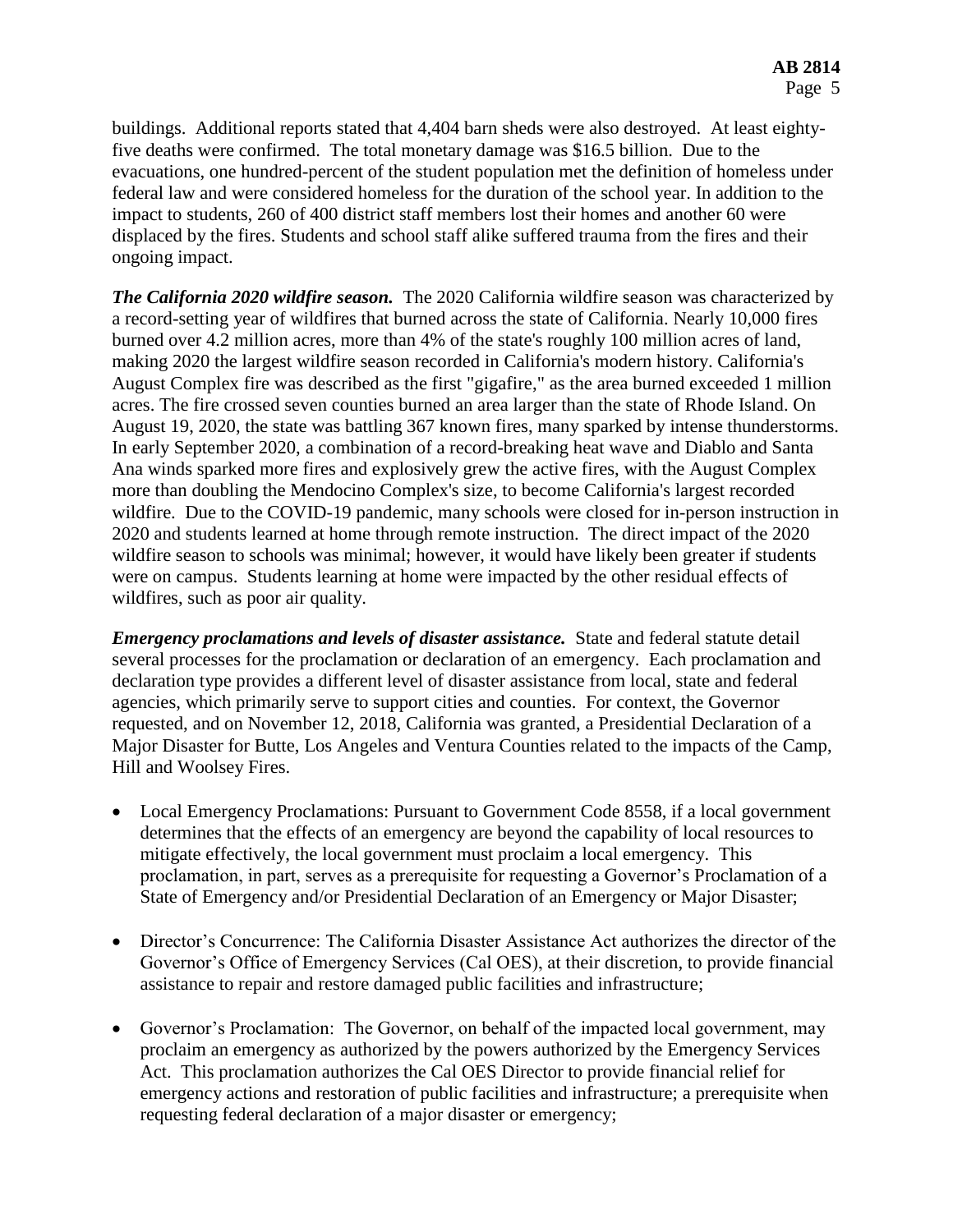buildings. Additional reports stated that 4,404 barn sheds were also destroyed. At least eighty-five deaths were confirmed. The total monetary damage was $16.5 billion. Due to the evacuations, one hundred-percent of the student population met the definition of homeless under federal law and were considered homeless for the duration of the school year. In addition to the impact to students, 260 of 400 district staff members lost their homes and another 60 were displaced by the fires. Students and school staff alike suffered trauma from the fires and their ongoing impact.

***The California 2020 wildfire season.*** The 2020 California wildfire season was characterized by a record-setting year of wildfires that burned across the state of California. Nearly 10,000 fires burned over 4.2 million acres, more than 4% of the state's roughly 100 million acres of land, making 2020 the largest wildfire season recorded in California's modern history. California's August Complex fire was described as the first "gigafire," as the area burned exceeded 1 million acres. The fire crossed seven counties burned an area larger than the state of Rhode Island. On August 19, 2020, the state was battling 367 known fires, many sparked by intense thunderstorms. In early September 2020, a combination of a record-breaking heat wave and Diablo and Santa Ana winds sparked more fires and explosively grew the active fires, with the August Complex more than doubling the Mendocino Complex's size, to become California's largest recorded wildfire. Due to the COVID-19 pandemic, many schools were closed for in-person instruction in 2020 and students learned at home through remote instruction. The direct impact of the 2020 wildfire season to schools was minimal; however, it would have likely been greater if students were on campus. Students learning at home were impacted by the other residual effects of wildfires, such as poor air quality.

***Emergency proclamations and levels of disaster assistance.*** State and federal statute detail several processes for the proclamation or declaration of an emergency. Each proclamation and declaration type provides a different level of disaster assistance from local, state and federal agencies, which primarily serve to support cities and counties. For context, the Governor requested, and on November 12, 2018, California was granted, a Presidential Declaration of a Major Disaster for Butte, Los Angeles and Ventura Counties related to the impacts of the Camp, Hill and Woolsey Fires.

- Local Emergency Proclamations: Pursuant to Government Code 8558, if a local government determines that the effects of an emergency are beyond the capability of local resources to mitigate effectively, the local government must proclaim a local emergency. This proclamation, in part, serves as a prerequisite for requesting a Governor's Proclamation of a State of Emergency and/or Presidential Declaration of an Emergency or Major Disaster;

- Director's Concurrence: The California Disaster Assistance Act authorizes the director of the Governor's Office of Emergency Services (Cal OES), at their discretion, to provide financial assistance to repair and restore damaged public facilities and infrastructure;

- Governor's Proclamation: The Governor, on behalf of the impacted local government, may proclaim an emergency as authorized by the powers authorized by the Emergency Services Act. This proclamation authorizes the Cal OES Director to provide financial relief for emergency actions and restoration of public facilities and infrastructure; a prerequisite when requesting federal declaration of a major disaster or emergency;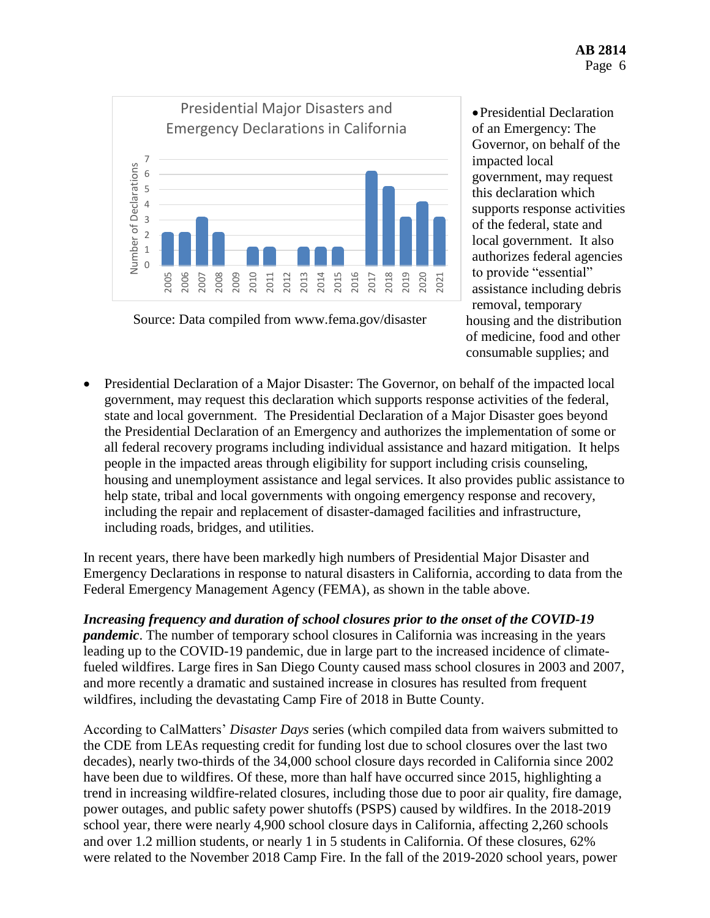**Presidential Major Disasters and Emergency Declarations in California**

| Year | Number of Declarations |
|---|---|
| 2005 | 2 |
| 2006 | 2 |
| 2007 | 3 |
| 2008 | 2 |
| 2009 | 0 |
| 2010 | 1 |
| 2011 | 1 |
| 2012 | 0 |
| 2013 | 1 |
| 2014 | 1 |
| 2015 | 1 |
| 2016 | 0 |
| 2017 | 6 |
| 2018 | 5 |
| 2019 | 3 |
| 2020 | 4 |
| 2021 | 3 |

Source: Data compiled from www.fema.gov/disaster

- Presidential Declaration of an Emergency: The Governor, on behalf of the impacted local government, may request this declaration which supports response activities of the federal, state and local government. It also authorizes federal agencies to provide "essential" assistance including debris removal, temporary housing and the distribution of medicine, food and other consumable supplies; and

- Presidential Declaration of a Major Disaster: The Governor, on behalf of the impacted local government, may request this declaration which supports response activities of the federal, state and local government. The Presidential Declaration of a Major Disaster goes beyond the Presidential Declaration of an Emergency and authorizes the implementation of some or all federal recovery programs including individual assistance and hazard mitigation. It helps people in the impacted areas through eligibility for support including crisis counseling, housing and unemployment assistance and legal services. It also provides public assistance to help state, tribal and local governments with ongoing emergency response and recovery, including the repair and replacement of disaster-damaged facilities and infrastructure, including roads, bridges, and utilities.

In recent years, there have been markedly high numbers of Presidential Major Disaster and Emergency Declarations in response to natural disasters in California, according to data from the Federal Emergency Management Agency (FEMA), as shown in the table above.

***Increasing frequency and duration of school closures prior to the onset of the COVID-19 pandemic***. The number of temporary school closures in California was increasing in the years leading up to the COVID-19 pandemic, due in large part to the increased incidence of climate-fueled wildfires. Large fires in San Diego County caused mass school closures in 2003 and 2007, and more recently a dramatic and sustained increase in closures has resulted from frequent wildfires, including the devastating Camp Fire of 2018 in Butte County.

According to CalMatters' *Disaster Days* series (which compiled data from waivers submitted to the CDE from LEAs requesting credit for funding lost due to school closures over the last two decades), nearly two-thirds of the 34,000 school closure days recorded in California since 2002 have been due to wildfires. Of these, more than half have occurred since 2015, highlighting a trend in increasing wildfire-related closures, including those due to poor air quality, fire damage, power outages, and public safety power shutoffs (PSPS) caused by wildfires. In the 2018-2019 school year, there were nearly 4,900 school closure days in California, affecting 2,260 schools and over 1.2 million students, or nearly 1 in 5 students in California. Of these closures, 62% were related to the November 2018 Camp Fire. In the fall of the 2019-2020 school years, power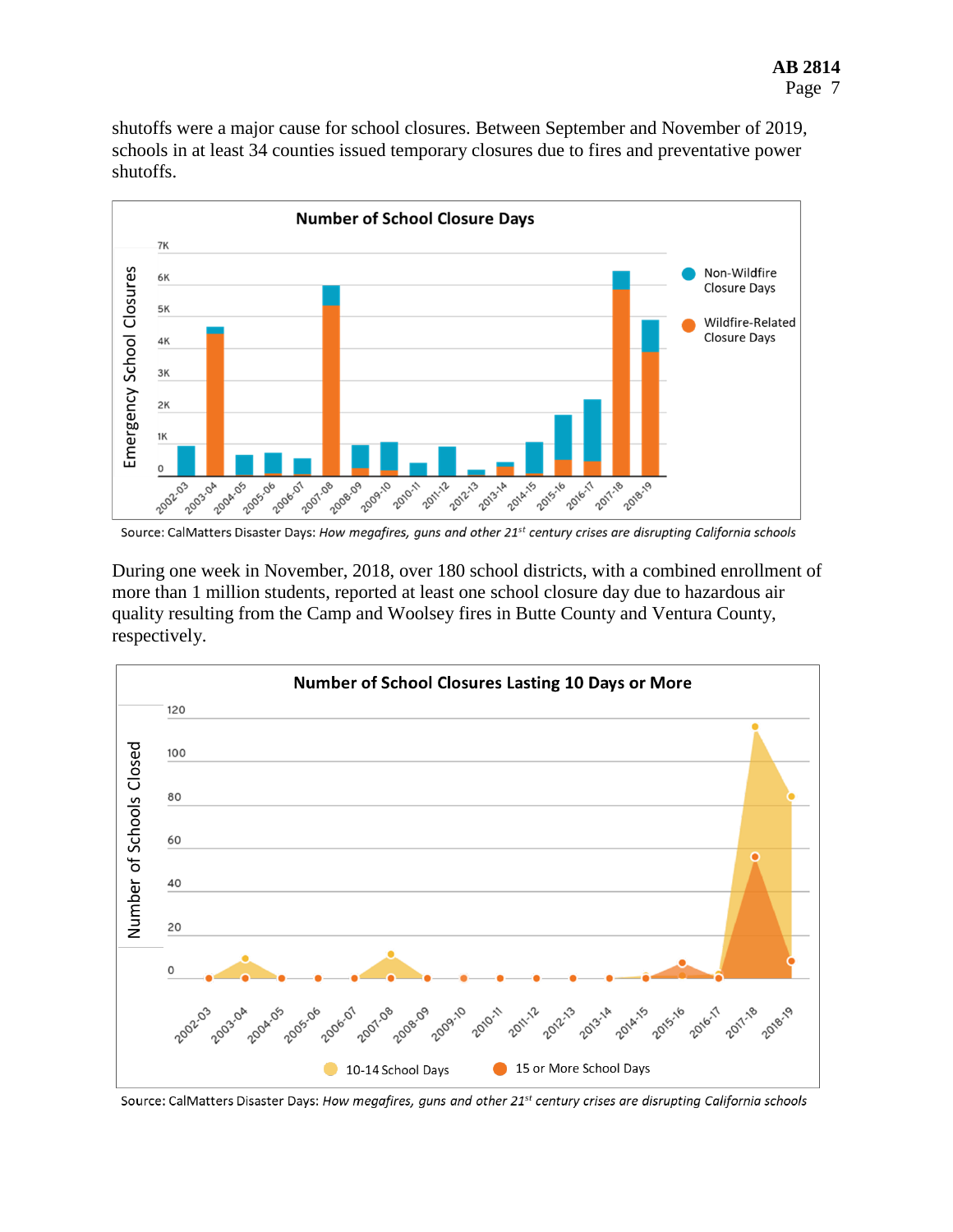shutoffs were a major cause for school closures. Between September and November of 2019, schools in at least 34 counties issued temporary closures due to fires and preventative power shutoffs.

Source: CalMatters Disaster Days: *How megafires, guns and other 21st century crises are disrupting California schools*

During one week in November, 2018, over 180 school districts, with a combined enrollment of more than 1 million students, reported at least one school closure day due to hazardous air quality resulting from the Camp and Woolsey fires in Butte County and Ventura County, respectively.

Source: CalMatters Disaster Days: *How megafires, guns and other 21st century crises are disrupting California schools*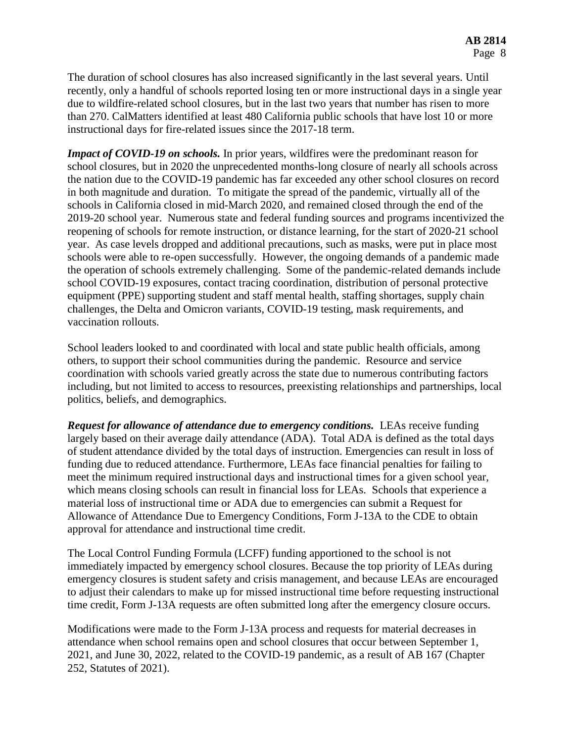The duration of school closures has also increased significantly in the last several years. Until recently, only a handful of schools reported losing ten or more instructional days in a single year due to wildfire-related school closures, but in the last two years that number has risen to more than 270. CalMatters identified at least 480 California public schools that have lost 10 or more instructional days for fire-related issues since the 2017-18 term.

***Impact of COVID-19 on schools.*** In prior years, wildfires were the predominant reason for school closures, but in 2020 the unprecedented months-long closure of nearly all schools across the nation due to the COVID-19 pandemic has far exceeded any other school closures on record in both magnitude and duration. To mitigate the spread of the pandemic, virtually all of the schools in California closed in mid-March 2020, and remained closed through the end of the 2019-20 school year. Numerous state and federal funding sources and programs incentivized the reopening of schools for remote instruction, or distance learning, for the start of 2020-21 school year. As case levels dropped and additional precautions, such as masks, were put in place most schools were able to re-open successfully. However, the ongoing demands of a pandemic made the operation of schools extremely challenging. Some of the pandemic-related demands include school COVID-19 exposures, contact tracing coordination, distribution of personal protective equipment (PPE) supporting student and staff mental health, staffing shortages, supply chain challenges, the Delta and Omicron variants, COVID-19 testing, mask requirements, and vaccination rollouts.

School leaders looked to and coordinated with local and state public health officials, among others, to support their school communities during the pandemic. Resource and service coordination with schools varied greatly across the state due to numerous contributing factors including, but not limited to access to resources, preexisting relationships and partnerships, local politics, beliefs, and demographics.

***Request for allowance of attendance due to emergency conditions.*** LEAs receive funding largely based on their average daily attendance (ADA). Total ADA is defined as the total days of student attendance divided by the total days of instruction. Emergencies can result in loss of funding due to reduced attendance. Furthermore, LEAs face financial penalties for failing to meet the minimum required instructional days and instructional times for a given school year, which means closing schools can result in financial loss for LEAs. Schools that experience a material loss of instructional time or ADA due to emergencies can submit a Request for Allowance of Attendance Due to Emergency Conditions, Form J-13A to the CDE to obtain approval for attendance and instructional time credit.

The Local Control Funding Formula (LCFF) funding apportioned to the school is not immediately impacted by emergency school closures. Because the top priority of LEAs during emergency closures is student safety and crisis management, and because LEAs are encouraged to adjust their calendars to make up for missed instructional time before requesting instructional time credit, Form J-13A requests are often submitted long after the emergency closure occurs.

Modifications were made to the Form J-13A process and requests for material decreases in attendance when school remains open and school closures that occur between September 1, 2021, and June 30, 2022, related to the COVID-19 pandemic, as a result of AB 167 (Chapter 252, Statutes of 2021).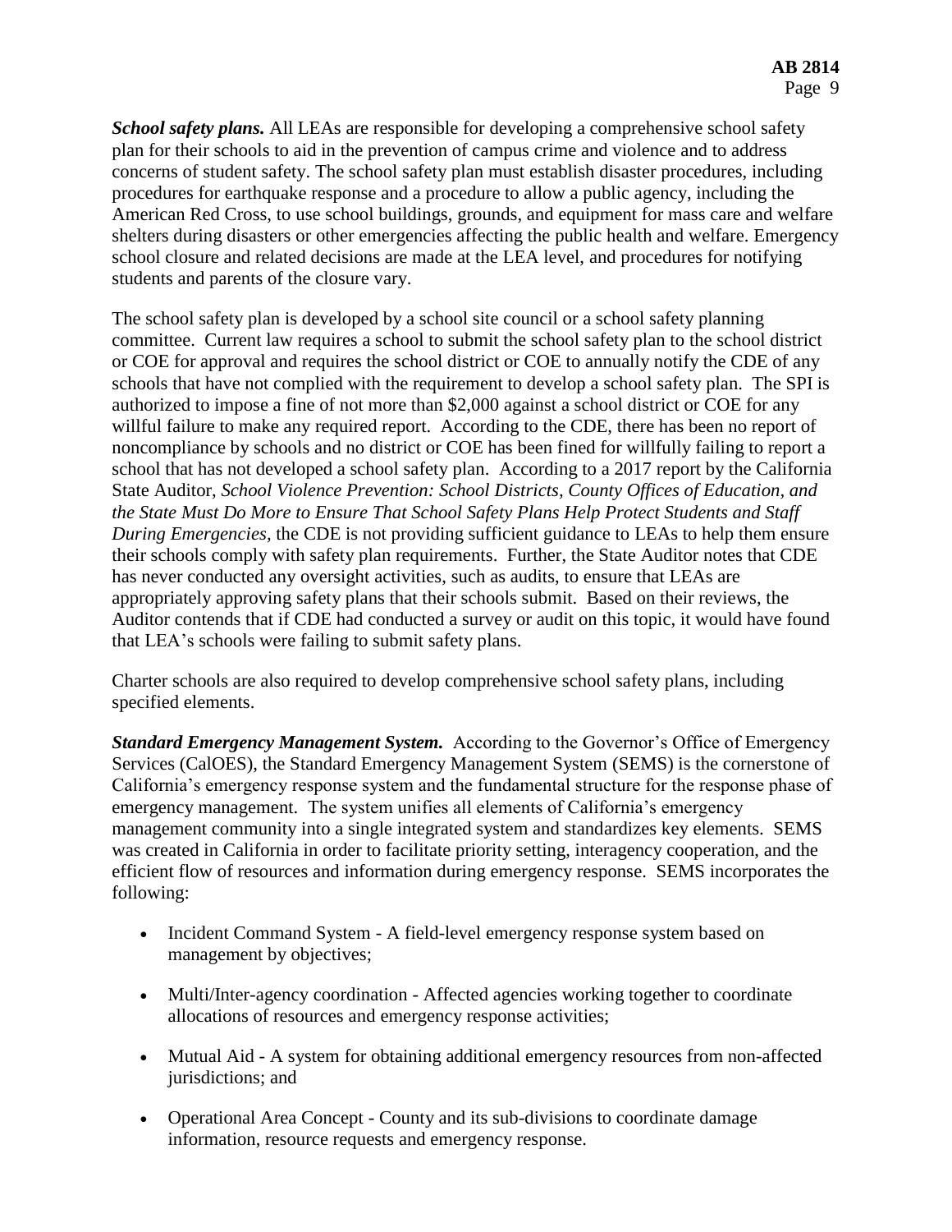***School safety plans.*** All LEAs are responsible for developing a comprehensive school safety plan for their schools to aid in the prevention of campus crime and violence and to address concerns of student safety. The school safety plan must establish disaster procedures, including procedures for earthquake response and a procedure to allow a public agency, including the American Red Cross, to use school buildings, grounds, and equipment for mass care and welfare shelters during disasters or other emergencies affecting the public health and welfare. Emergency school closure and related decisions are made at the LEA level, and procedures for notifying students and parents of the closure vary.

The school safety plan is developed by a school site council or a school safety planning committee. Current law requires a school to submit the school safety plan to the school district or COE for approval and requires the school district or COE to annually notify the CDE of any schools that have not complied with the requirement to develop a school safety plan. The SPI is authorized to impose a fine of not more than $2,000 against a school district or COE for any willful failure to make any required report. According to the CDE, there has been no report of noncompliance by schools and no district or COE has been fined for willfully failing to report a school that has not developed a school safety plan. According to a 2017 report by the California State Auditor, *School Violence Prevention: School Districts, County Offices of Education, and the State Must Do More to Ensure That School Safety Plans Help Protect Students and Staff During Emergencies*, the CDE is not providing sufficient guidance to LEAs to help them ensure their schools comply with safety plan requirements. Further, the State Auditor notes that CDE has never conducted any oversight activities, such as audits, to ensure that LEAs are appropriately approving safety plans that their schools submit. Based on their reviews, the Auditor contends that if CDE had conducted a survey or audit on this topic, it would have found that LEA's schools were failing to submit safety plans.

Charter schools are also required to develop comprehensive school safety plans, including specified elements.

***Standard Emergency Management System.*** According to the Governor's Office of Emergency Services (CalOES), the Standard Emergency Management System (SEMS) is the cornerstone of California's emergency response system and the fundamental structure for the response phase of emergency management. The system unifies all elements of California's emergency management community into a single integrated system and standardizes key elements. SEMS was created in California in order to facilitate priority setting, interagency cooperation, and the efficient flow of resources and information during emergency response. SEMS incorporates the following:

- Incident Command System - A field-level emergency response system based on management by objectives;
- Multi/Inter-agency coordination - Affected agencies working together to coordinate allocations of resources and emergency response activities;
- Mutual Aid - A system for obtaining additional emergency resources from non-affected jurisdictions; and
- Operational Area Concept - County and its sub-divisions to coordinate damage information, resource requests and emergency response.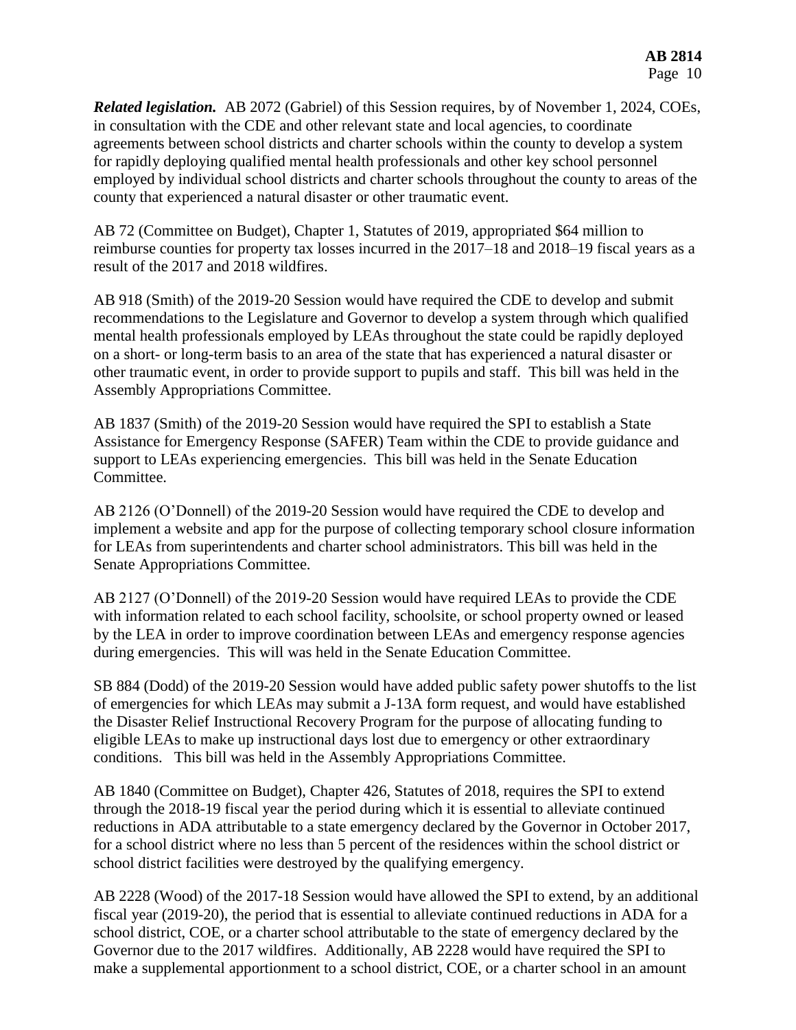***Related legislation.*** AB 2072 (Gabriel) of this Session requires, by of November 1, 2024, COEs, in consultation with the CDE and other relevant state and local agencies, to coordinate agreements between school districts and charter schools within the county to develop a system for rapidly deploying qualified mental health professionals and other key school personnel employed by individual school districts and charter schools throughout the county to areas of the county that experienced a natural disaster or other traumatic event.

AB 72 (Committee on Budget), Chapter 1, Statutes of 2019, appropriated $64 million to reimburse counties for property tax losses incurred in the 2017–18 and 2018–19 fiscal years as a result of the 2017 and 2018 wildfires.

AB 918 (Smith) of the 2019-20 Session would have required the CDE to develop and submit recommendations to the Legislature and Governor to develop a system through which qualified mental health professionals employed by LEAs throughout the state could be rapidly deployed on a short- or long-term basis to an area of the state that has experienced a natural disaster or other traumatic event, in order to provide support to pupils and staff. This bill was held in the Assembly Appropriations Committee.

AB 1837 (Smith) of the 2019-20 Session would have required the SPI to establish a State Assistance for Emergency Response (SAFER) Team within the CDE to provide guidance and support to LEAs experiencing emergencies. This bill was held in the Senate Education Committee.

AB 2126 (O'Donnell) of the 2019-20 Session would have required the CDE to develop and implement a website and app for the purpose of collecting temporary school closure information for LEAs from superintendents and charter school administrators. This bill was held in the Senate Appropriations Committee.

AB 2127 (O'Donnell) of the 2019-20 Session would have required LEAs to provide the CDE with information related to each school facility, schoolsite, or school property owned or leased by the LEA in order to improve coordination between LEAs and emergency response agencies during emergencies. This will was held in the Senate Education Committee.

SB 884 (Dodd) of the 2019-20 Session would have added public safety power shutoffs to the list of emergencies for which LEAs may submit a J-13A form request, and would have established the Disaster Relief Instructional Recovery Program for the purpose of allocating funding to eligible LEAs to make up instructional days lost due to emergency or other extraordinary conditions. This bill was held in the Assembly Appropriations Committee.

AB 1840 (Committee on Budget), Chapter 426, Statutes of 2018, requires the SPI to extend through the 2018-19 fiscal year the period during which it is essential to alleviate continued reductions in ADA attributable to a state emergency declared by the Governor in October 2017, for a school district where no less than 5 percent of the residences within the school district or school district facilities were destroyed by the qualifying emergency.

AB 2228 (Wood) of the 2017-18 Session would have allowed the SPI to extend, by an additional fiscal year (2019-20), the period that is essential to alleviate continued reductions in ADA for a school district, COE, or a charter school attributable to the state of emergency declared by the Governor due to the 2017 wildfires. Additionally, AB 2228 would have required the SPI to make a supplemental apportionment to a school district, COE, or a charter school in an amount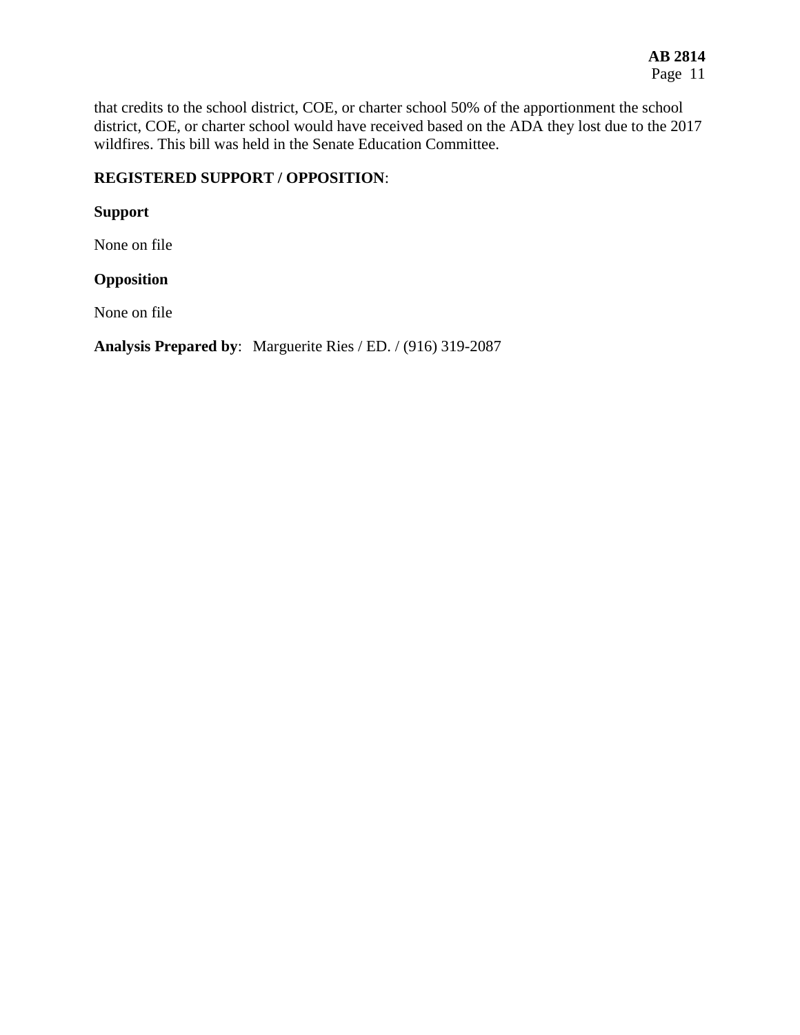that credits to the school district, COE, or charter school 50% of the apportionment the school district, COE, or charter school would have received based on the ADA they lost due to the 2017 wildfires. This bill was held in the Senate Education Committee.

**REGISTERED SUPPORT / OPPOSITION**:

**Support**

None on file

**Opposition**

None on file

**Analysis Prepared by**: Marguerite Ries / ED. / (916) 319-2087